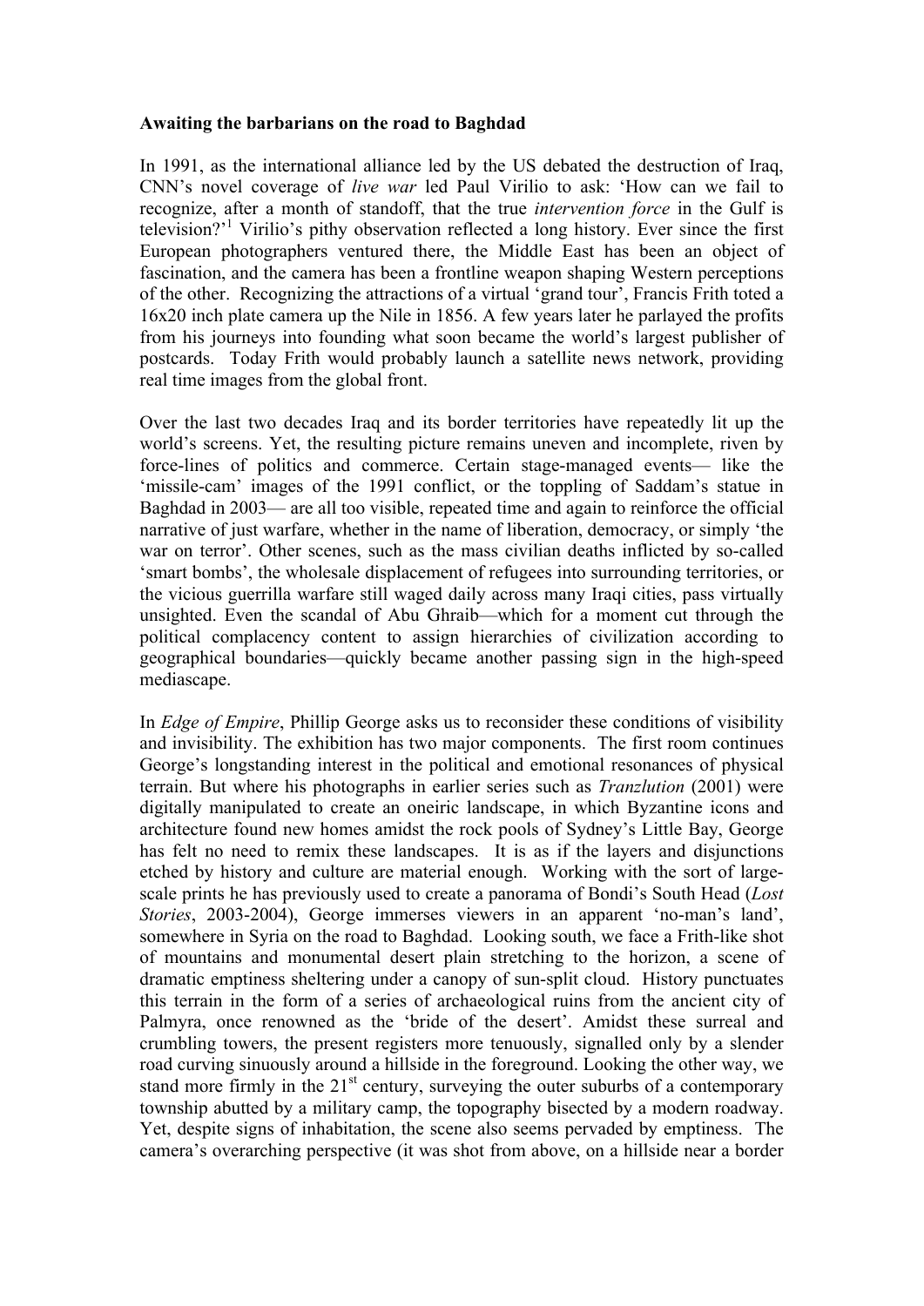**Awaiting the barbarians on the road to Baghdad**

In 1991, as the international alliance led by the US debated the destruction of Iraq, CNN's novel coverage of *live war* led Paul Virilio to ask: 'How can we fail to recognize, after a month of standoff, that the true *intervention force* in the Gulf is television?'[1] Virilio's pithy observation reflected a long history. Ever since the first European photographers ventured there, the Middle East has been an object of fascination, and the camera has been a frontline weapon shaping Western perceptions of the other. Recognizing the attractions of a virtual 'grand tour', Francis Frith toted a 16x20 inch plate camera up the Nile in 1856. A few years later he parlayed the profits from his journeys into founding what soon became the world's largest publisher of postcards. Today Frith would probably launch a satellite news network, providing real time images from the global front.

Over the last two decades Iraq and its border territories have repeatedly lit up the world's screens. Yet, the resulting picture remains uneven and incomplete, riven by force-lines of politics and commerce. Certain stage-managed events— like the 'missile-cam' images of the 1991 conflict, or the toppling of Saddam's statue in Baghdad in 2003— are all too visible, repeated time and again to reinforce the official narrative of just warfare, whether in the name of liberation, democracy, or simply 'the war on terror'. Other scenes, such as the mass civilian deaths inflicted by so-called 'smart bombs', the wholesale displacement of refugees into surrounding territories, or the vicious guerrilla warfare still waged daily across many Iraqi cities, pass virtually unsighted. Even the scandal of Abu Ghraib—which for a moment cut through the political complacency content to assign hierarchies of civilization according to geographical boundaries—quickly became another passing sign in the high-speed mediascape.

In *Edge of Empire*, Phillip George asks us to reconsider these conditions of visibility and invisibility. The exhibition has two major components. The first room continues George's longstanding interest in the political and emotional resonances of physical terrain. But where his photographs in earlier series such as *Tranzlution* (2001) were digitally manipulated to create an oneiric landscape, in which Byzantine icons and architecture found new homes amidst the rock pools of Sydney's Little Bay, George has felt no need to remix these landscapes. It is as if the layers and disjunctions etched by history and culture are material enough. Working with the sort of large-scale prints he has previously used to create a panorama of Bondi's South Head (*Lost Stories*, 2003-2004), George immerses viewers in an apparent 'no-man's land', somewhere in Syria on the road to Baghdad. Looking south, we face a Frith-like shot of mountains and monumental desert plain stretching to the horizon, a scene of dramatic emptiness sheltering under a canopy of sun-split cloud. History punctuates this terrain in the form of a series of archaeological ruins from the ancient city of Palmyra, once renowned as the 'bride of the desert'. Amidst these surreal and crumbling towers, the present registers more tenuously, signalled only by a slender road curving sinuously around a hillside in the foreground. Looking the other way, we stand more firmly in the 21st century, surveying the outer suburbs of a contemporary township abutted by a military camp, the topography bisected by a modern roadway. Yet, despite signs of inhabitation, the scene also seems pervaded by emptiness. The camera's overarching perspective (it was shot from above, on a hillside near a border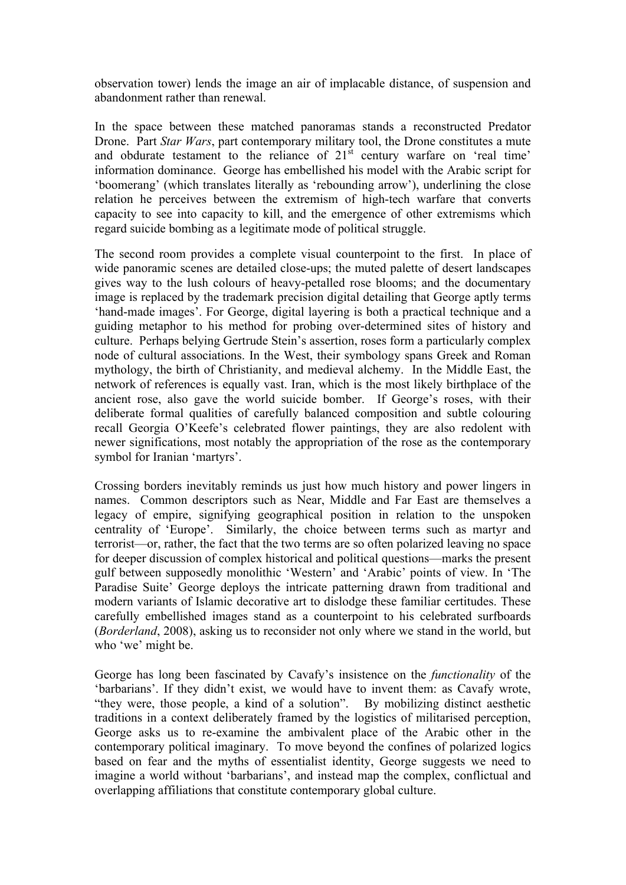observation tower) lends the image an air of implacable distance, of suspension and abandonment rather than renewal.

In the space between these matched panoramas stands a reconstructed Predator Drone. Part *Star Wars*, part contemporary military tool, the Drone constitutes a mute and obdurate testament to the reliance of 21st century warfare on 'real time' information dominance. George has embellished his model with the Arabic script for 'boomerang' (which translates literally as 'rebounding arrow'), underlining the close relation he perceives between the extremism of high-tech warfare that converts capacity to see into capacity to kill, and the emergence of other extremisms which regard suicide bombing as a legitimate mode of political struggle.

The second room provides a complete visual counterpoint to the first. In place of wide panoramic scenes are detailed close-ups; the muted palette of desert landscapes gives way to the lush colours of heavy-petalled rose blooms; and the documentary image is replaced by the trademark precision digital detailing that George aptly terms 'hand-made images'. For George, digital layering is both a practical technique and a guiding metaphor to his method for probing over-determined sites of history and culture. Perhaps belying Gertrude Stein's assertion, roses form a particularly complex node of cultural associations. In the West, their symbology spans Greek and Roman mythology, the birth of Christianity, and medieval alchemy. In the Middle East, the network of references is equally vast. Iran, which is the most likely birthplace of the ancient rose, also gave the world suicide bomber. If George's roses, with their deliberate formal qualities of carefully balanced composition and subtle colouring recall Georgia O'Keefe's celebrated flower paintings, they are also redolent with newer significations, most notably the appropriation of the rose as the contemporary symbol for Iranian 'martyrs'.

Crossing borders inevitably reminds us just how much history and power lingers in names. Common descriptors such as Near, Middle and Far East are themselves a legacy of empire, signifying geographical position in relation to the unspoken centrality of 'Europe'. Similarly, the choice between terms such as martyr and terrorist—or, rather, the fact that the two terms are so often polarized leaving no space for deeper discussion of complex historical and political questions—marks the present gulf between supposedly monolithic 'Western' and 'Arabic' points of view. In 'The Paradise Suite' George deploys the intricate patterning drawn from traditional and modern variants of Islamic decorative art to dislodge these familiar certitudes. These carefully embellished images stand as a counterpoint to his celebrated surfboards (*Borderland*, 2008), asking us to reconsider not only where we stand in the world, but who 'we' might be.

George has long been fascinated by Cavafy's insistence on the *functionality* of the 'barbarians'. If they didn't exist, we would have to invent them: as Cavafy wrote, "they were, those people, a kind of a solution". By mobilizing distinct aesthetic traditions in a context deliberately framed by the logistics of militarised perception, George asks us to re-examine the ambivalent place of the Arabic other in the contemporary political imaginary. To move beyond the confines of polarized logics based on fear and the myths of essentialist identity, George suggests we need to imagine a world without 'barbarians', and instead map the complex, conflictual and overlapping affiliations that constitute contemporary global culture.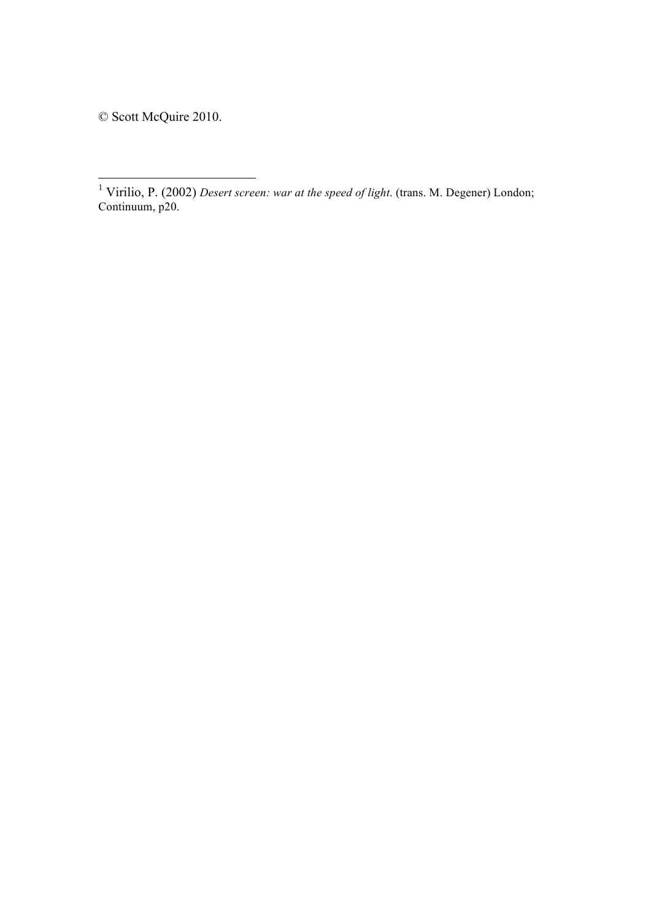© Scott McQuire 2010.

---

[1] Virilio, P. (2002) *Desert screen: war at the speed of light*. (trans. M. Degener) London; Continuum, p20.